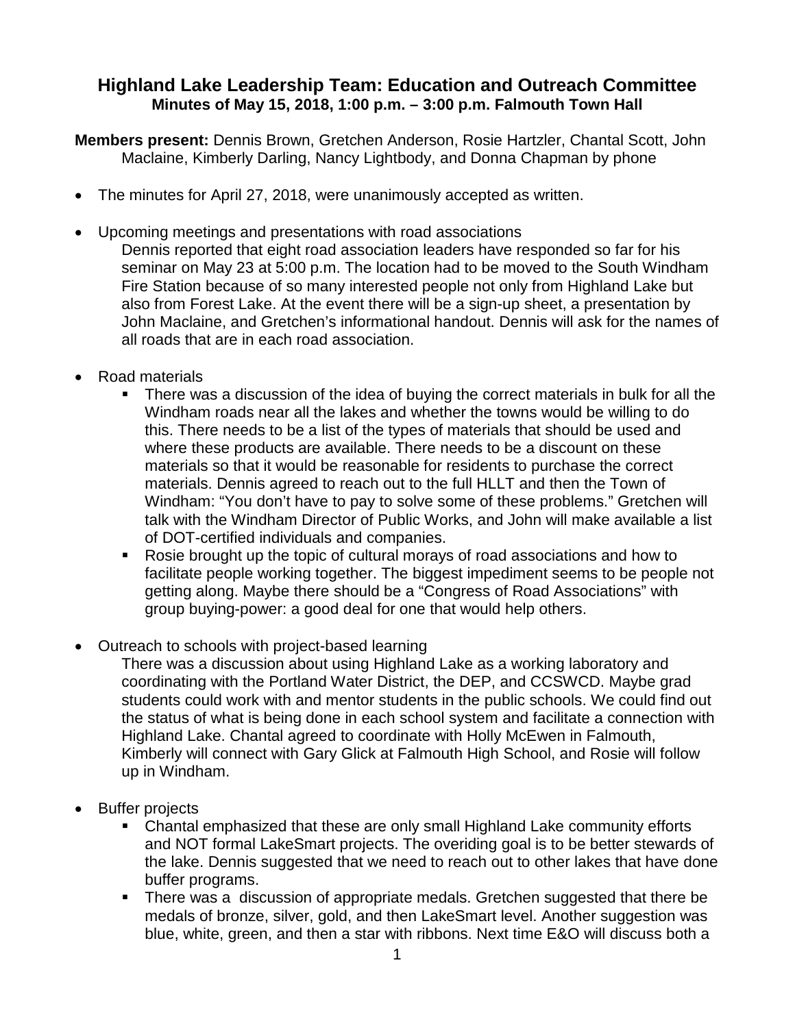# Highland Lake Leadership Team: Education and Outreach Committee

**Minutes of May 15, 2018, 1:00 p.m. – 3:00 p.m. Falmouth Town Hall**

**Members present:** Dennis Brown, Gretchen Anderson, Rosie Hartzler, Chantal Scott, John Maclaine, Kimberly Darling, Nancy Lightbody, and Donna Chapman by phone

- The minutes for April 27, 2018, were unanimously accepted as written.

- Upcoming meetings and presentations with road associations

  Dennis reported that eight road association leaders have responded so far for his seminar on May 23 at 5:00 p.m. The location had to be moved to the South Windham Fire Station because of so many interested people not only from Highland Lake but also from Forest Lake. At the event there will be a sign-up sheet, a presentation by John Maclaine, and Gretchen's informational handout. Dennis will ask for the names of all roads that are in each road association.

- Road materials
  - There was a discussion of the idea of buying the correct materials in bulk for all the Windham roads near all the lakes and whether the towns would be willing to do this. There needs to be a list of the types of materials that should be used and where these products are available. There needs to be a discount on these materials so that it would be reasonable for residents to purchase the correct materials. Dennis agreed to reach out to the full HLLT and then the Town of Windham: "You don't have to pay to solve some of these problems." Gretchen will talk with the Windham Director of Public Works, and John will make available a list of DOT-certified individuals and companies.
  - Rosie brought up the topic of cultural morays of road associations and how to facilitate people working together. The biggest impediment seems to be people not getting along. Maybe there should be a "Congress of Road Associations" with group buying-power: a good deal for one that would help others.

- Outreach to schools with project-based learning

  There was a discussion about using Highland Lake as a working laboratory and coordinating with the Portland Water District, the DEP, and CCSWCD. Maybe grad students could work with and mentor students in the public schools. We could find out the status of what is being done in each school system and facilitate a connection with Highland Lake. Chantal agreed to coordinate with Holly McEwen in Falmouth, Kimberly will connect with Gary Glick at Falmouth High School, and Rosie will follow up in Windham.

- Buffer projects
  - Chantal emphasized that these are only small Highland Lake community efforts and NOT formal LakeSmart projects. The overiding goal is to be better stewards of the lake. Dennis suggested that we need to reach out to other lakes that have done buffer programs.
  - There was a discussion of appropriate medals. Gretchen suggested that there be medals of bronze, silver, gold, and then LakeSmart level. Another suggestion was blue, white, green, and then a star with ribbons. Next time E&O will discuss both a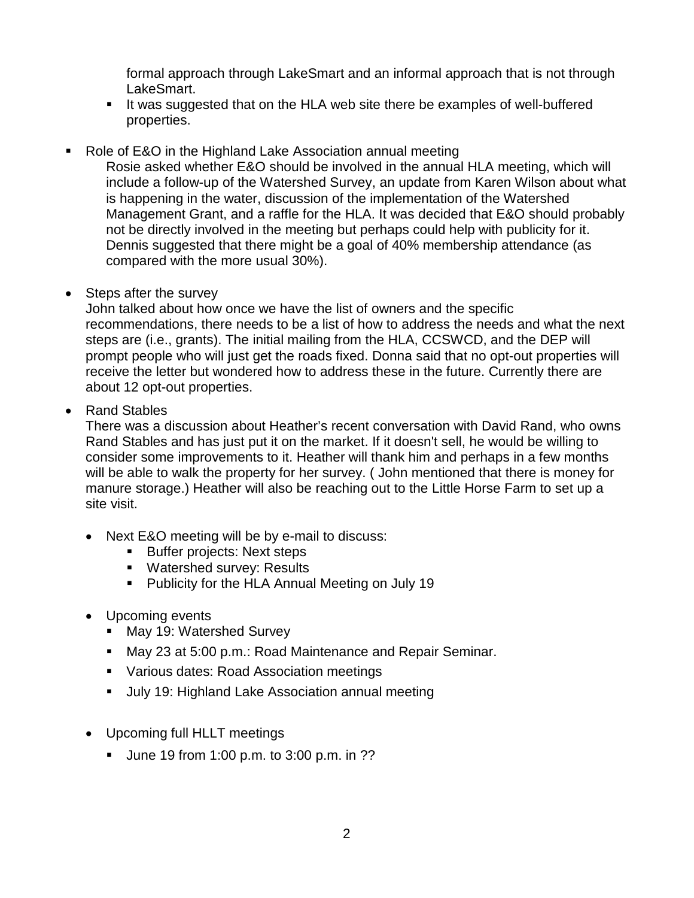formal approach through LakeSmart and an informal approach that is not through LakeSmart.

- It was suggested that on the HLA web site there be examples of well-buffered properties.

- Role of E&O in the Highland Lake Association annual meeting

  Rosie asked whether E&O should be involved in the annual HLA meeting, which will include a follow-up of the Watershed Survey, an update from Karen Wilson about what is happening in the water, discussion of the implementation of the Watershed Management Grant, and a raffle for the HLA. It was decided that E&O should probably not be directly involved in the meeting but perhaps could help with publicity for it. Dennis suggested that there might be a goal of 40% membership attendance (as compared with the more usual 30%).

- Steps after the survey

  John talked about how once we have the list of owners and the specific recommendations, there needs to be a list of how to address the needs and what the next steps are (i.e., grants). The initial mailing from the HLA, CCSWCD, and the DEP will prompt people who will just get the roads fixed. Donna said that no opt-out properties will receive the letter but wondered how to address these in the future. Currently there are about 12 opt-out properties.

- Rand Stables

  There was a discussion about Heather's recent conversation with David Rand, who owns Rand Stables and has just put it on the market. If it doesn't sell, he would be willing to consider some improvements to it. Heather will thank him and perhaps in a few months will be able to walk the property for her survey. ( John mentioned that there is money for manure storage.) Heather will also be reaching out to the Little Horse Farm to set up a site visit.

  - Next E&O meeting will be by e-mail to discuss:
    - Buffer projects: Next steps
    - Watershed survey: Results
    - Publicity for the HLA Annual Meeting on July 19

  - Upcoming events
    - May 19: Watershed Survey
    - May 23 at 5:00 p.m.: Road Maintenance and Repair Seminar.
    - Various dates: Road Association meetings
    - July 19: Highland Lake Association annual meeting

  - Upcoming full HLLT meetings
    - June 19 from 1:00 p.m. to 3:00 p.m. in ??